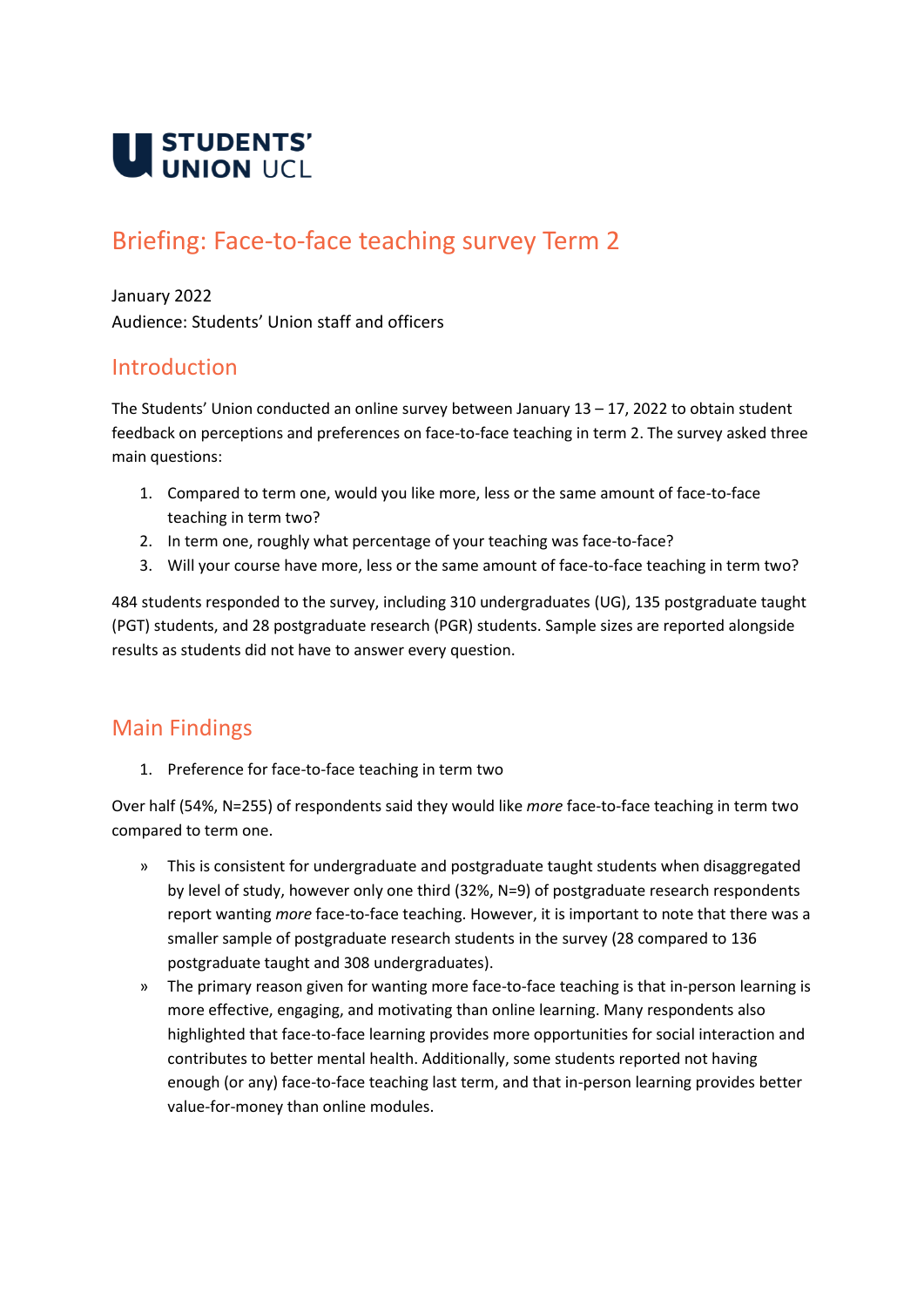STUDENTS' UNION UCL

# Briefing: Face-to-face teaching survey Term 2

January 2022
Audience: Students' Union staff and officers

## Introduction

The Students' Union conducted an online survey between January 13 – 17, 2022 to obtain student feedback on perceptions and preferences on face-to-face teaching in term 2. The survey asked three main questions:

1. Compared to term one, would you like more, less or the same amount of face-to-face teaching in term two?
2. In term one, roughly what percentage of your teaching was face-to-face?
3. Will your course have more, less or the same amount of face-to-face teaching in term two?

484 students responded to the survey, including 310 undergraduates (UG), 135 postgraduate taught (PGT) students, and 28 postgraduate research (PGR) students. Sample sizes are reported alongside results as students did not have to answer every question.

## Main Findings

1. Preference for face-to-face teaching in term two

Over half (54%, N=255) of respondents said they would like *more* face-to-face teaching in term two compared to term one.

- This is consistent for undergraduate and postgraduate taught students when disaggregated by level of study, however only one third (32%, N=9) of postgraduate research respondents report wanting *more* face-to-face teaching. However, it is important to note that there was a smaller sample of postgraduate research students in the survey (28 compared to 136 postgraduate taught and 308 undergraduates).
- The primary reason given for wanting more face-to-face teaching is that in-person learning is more effective, engaging, and motivating than online learning. Many respondents also highlighted that face-to-face learning provides more opportunities for social interaction and contributes to better mental health. Additionally, some students reported not having enough (or any) face-to-face teaching last term, and that in-person learning provides better value-for-money than online modules.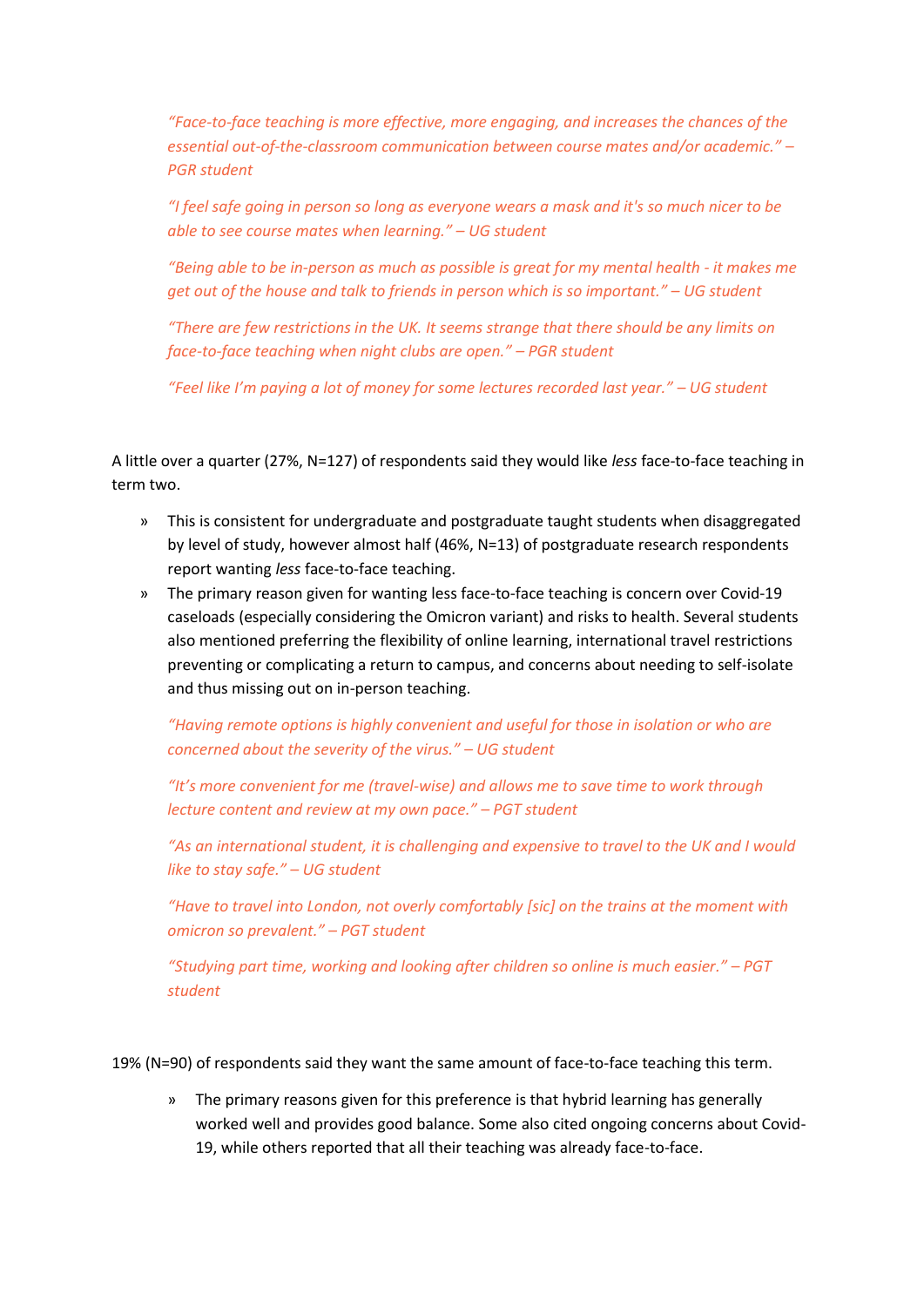*"Face-to-face teaching is more effective, more engaging, and increases the chances of the essential out-of-the-classroom communication between course mates and/or academic." – PGR student*

*"I feel safe going in person so long as everyone wears a mask and it's so much nicer to be able to see course mates when learning." – UG student*

*"Being able to be in-person as much as possible is great for my mental health - it makes me get out of the house and talk to friends in person which is so important." – UG student*

*"There are few restrictions in the UK. It seems strange that there should be any limits on face-to-face teaching when night clubs are open." – PGR student*

*"Feel like I'm paying a lot of money for some lectures recorded last year." – UG student*

A little over a quarter (27%, N=127) of respondents said they would like *less* face-to-face teaching in term two.

- This is consistent for undergraduate and postgraduate taught students when disaggregated by level of study, however almost half (46%, N=13) of postgraduate research respondents report wanting *less* face-to-face teaching.
- The primary reason given for wanting less face-to-face teaching is concern over Covid-19 caseloads (especially considering the Omicron variant) and risks to health. Several students also mentioned preferring the flexibility of online learning, international travel restrictions preventing or complicating a return to campus, and concerns about needing to self-isolate and thus missing out on in-person teaching.

  *"Having remote options is highly convenient and useful for those in isolation or who are concerned about the severity of the virus." – UG student*

  *"It's more convenient for me (travel-wise) and allows me to save time to work through lecture content and review at my own pace." – PGT student*

  *"As an international student, it is challenging and expensive to travel to the UK and I would like to stay safe." – UG student*

  *"Have to travel into London, not overly comfortably [sic] on the trains at the moment with omicron so prevalent." – PGT student*

  *"Studying part time, working and looking after children so online is much easier." – PGT student*

19% (N=90) of respondents said they want the same amount of face-to-face teaching this term.

- The primary reasons given for this preference is that hybrid learning has generally worked well and provides good balance. Some also cited ongoing concerns about Covid-19, while others reported that all their teaching was already face-to-face.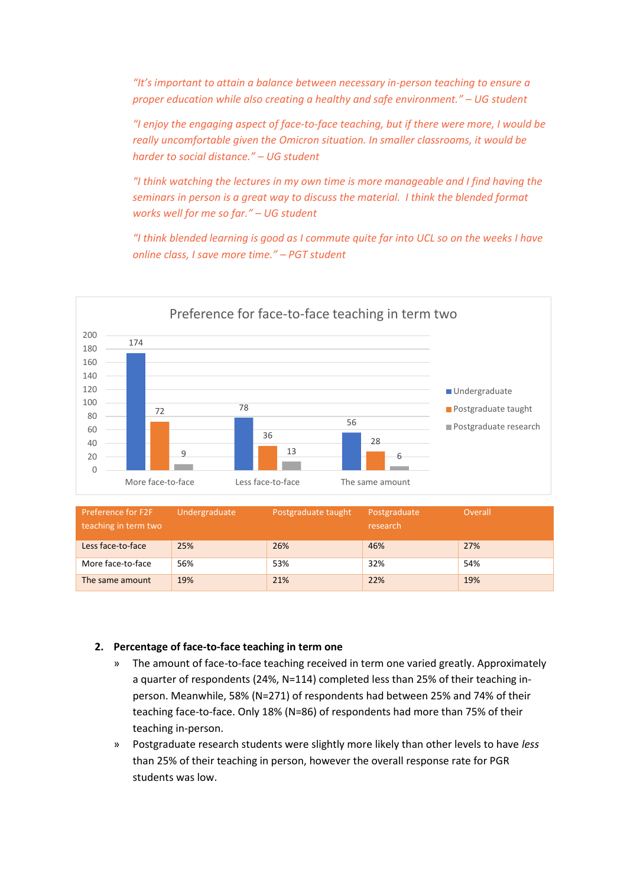*"It's important to attain a balance between necessary in-person teaching to ensure a proper education while also creating a healthy and safe environment." – UG student*

*"I enjoy the engaging aspect of face-to-face teaching, but if there were more, I would be really uncomfortable given the Omicron situation. In smaller classrooms, it would be harder to social distance." – UG student*

*"I think watching the lectures in my own time is more manageable and I find having the seminars in person is a great way to discuss the material. I think the blended format works well for me so far." – UG student*

*"I think blended learning is good as I commute quite far into UCL so on the weeks I have online class, I save more time." – PGT student*

**Preference for face-to-face teaching in term two**

| | Undergraduate | Postgraduate taught | Postgraduate research |
|---|---|---|---|
| More face-to-face | 174 | 72 | 9 |
| Less face-to-face | 78 | 36 | 13 |
| The same amount | 56 | 28 | 6 |

| Preference for F2F teaching in term two | Undergraduate | Postgraduate taught | Postgraduate research | Overall |
|---|---|---|---|---|
| Less face-to-face | 25% | 26% | 46% | 27% |
| More face-to-face | 56% | 53% | 32% | 54% |
| The same amount | 19% | 21% | 22% | 19% |

2. **Percentage of face-to-face teaching in term one**
   - The amount of face-to-face teaching received in term one varied greatly. Approximately a quarter of respondents (24%, N=114) completed less than 25% of their teaching in-person. Meanwhile, 58% (N=271) of respondents had between 25% and 74% of their teaching face-to-face. Only 18% (N=86) of respondents had more than 75% of their teaching in-person.
   - Postgraduate research students were slightly more likely than other levels to have *less* than 25% of their teaching in person, however the overall response rate for PGR students was low.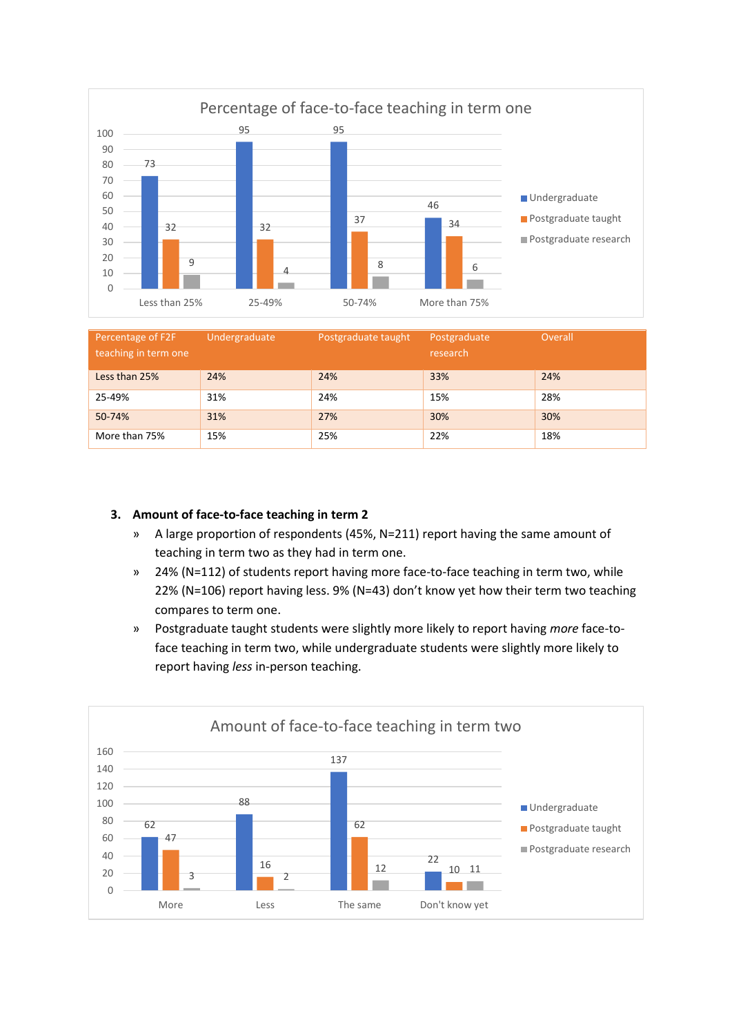Percentage of face-to-face teaching in term one

| | Undergraduate | Postgraduate taught | Postgraduate research |
|---|---|---|---|
| Less than 25% | 73 | 32 | 9 |
| 25-49% | 95 | 32 | 4 |
| 50-74% | 95 | 37 | 8 |
| More than 75% | 46 | 34 | 6 |

| Percentage of F2F teaching in term one | Undergraduate | Postgraduate taught | Postgraduate research | Overall |
|---|---|---|---|---|
| Less than 25% | 24% | 24% | 33% | 24% |
| 25-49% | 31% | 24% | 15% | 28% |
| 50-74% | 31% | 27% | 30% | 30% |
| More than 75% | 15% | 25% | 22% | 18% |

### 3. Amount of face-to-face teaching in term 2

- A large proportion of respondents (45%, N=211) report having the same amount of teaching in term two as they had in term one.
- 24% (N=112) of students report having more face-to-face teaching in term two, while 22% (N=106) report having less. 9% (N=43) don't know yet how their term two teaching compares to term one.
- Postgraduate taught students were slightly more likely to report having *more* face-to-face teaching in term two, while undergraduate students were slightly more likely to report having *less* in-person teaching.

Amount of face-to-face teaching in term two

| | Undergraduate | Postgraduate taught | Postgraduate research |
|---|---|---|---|
| More | 62 | 47 | 3 |
| Less | 88 | 16 | 2 |
| The same | 137 | 62 | 12 |
| Don't know yet | 22 | 10 | 11 |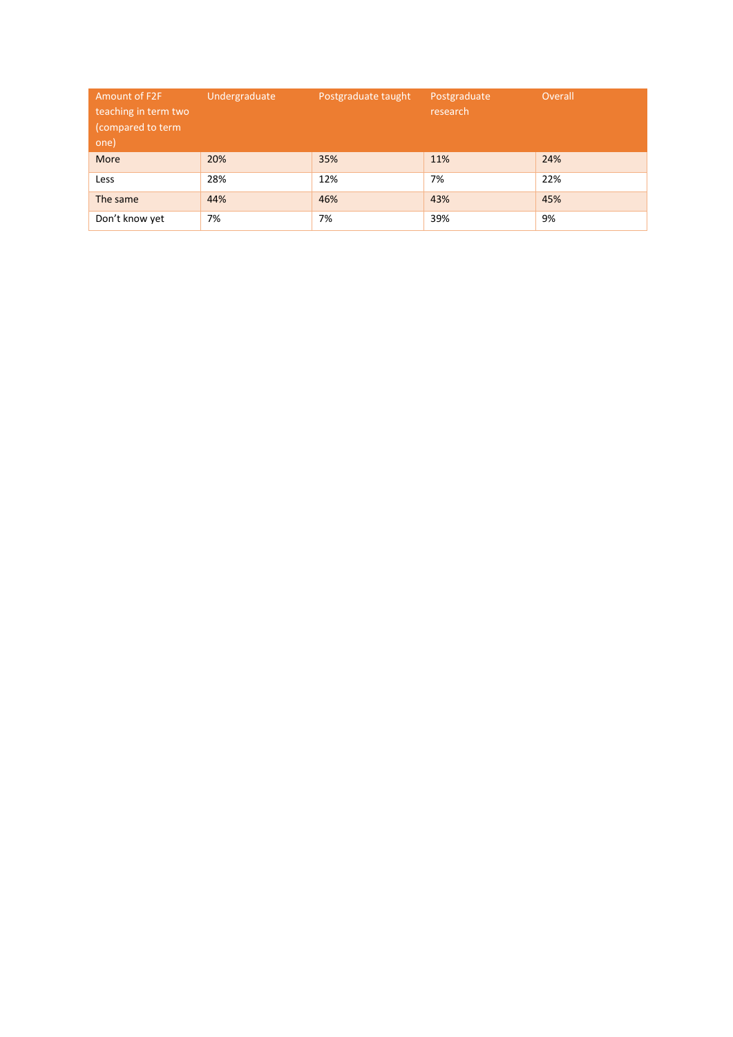| Amount of F2F teaching in term two (compared to term one) | Undergraduate | Postgraduate taught | Postgraduate research | Overall |
|---|---|---|---|---|
| More | 20% | 35% | 11% | 24% |
| Less | 28% | 12% | 7% | 22% |
| The same | 44% | 46% | 43% | 45% |
| Don’t know yet | 7% | 7% | 39% | 9% |